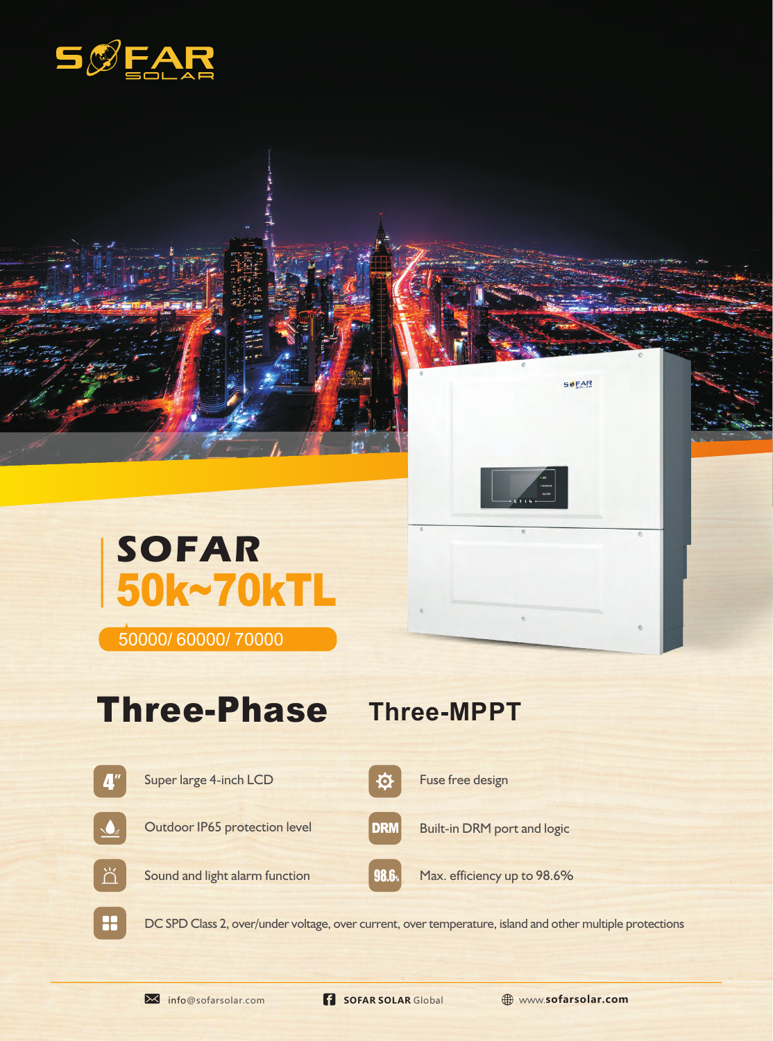# SOFAR

## 50k~70kTL

50000/ 60000/ 70000

## Three-Phase

## Three-MPPT

- Super large 4-inch LCD
- Fuse free design
- Outdoor IP65 protection level
- Built-in DRM port and logic
- Sound and light alarm function
- Max. efficiency up to 98.6%
- DC SPD Class 2, over/under voltage, over current, over temperature, island and other multiple protections

info@sofarsolar.com SOFAR SOLAR Global www.sofarsolar.com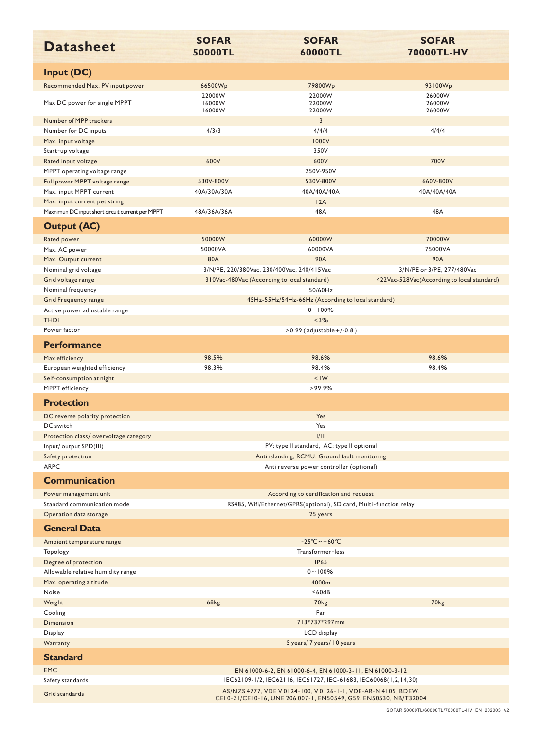| Datasheet | SOFAR 50000TL | SOFAR 60000TL | SOFAR 70000TL-HV |
|---|---|---|---|
| **Input (DC)** | | | |
| Recommended Max. PV input power | 66500Wp | 79800Wp | 93100Wp |
| Max DC power for single MPPT | 22000W<br>16000W<br>16000W | 22000W<br>22000W<br>22000W | 26000W<br>26000W<br>26000W |
| Number of MPP trackers | | 3 | |
| Number for DC inputs | 4/3/3 | 4/4/4 | 4/4/4 |
| Max. input voltage | | 1000V | |
| Start-up voltage | | 350V | |
| Rated input voltage | 600V | 600V | 700V |
| MPPT operating voltage range | | 250V-950V | |
| Full power MPPT voltage range | 530V-800V | 530V-800V | 660V-800V |
| Max. input MPPT current | 40A/30A/30A | 40A/40A/40A | 40A/40A/40A |
| Max. input current pet string | | 12A | |
| Maxnimun DC input short circuit current per MPPT | 48A/36A/36A | 48A | 48A |
| **Output (AC)** | | | |
| Rated power | 50000W | 60000W | 70000W |
| Max. AC power | 50000VA | 60000VA | 75000VA |
| Max. Output current | 80A | 90A | 90A |
| Nominal grid voltage | 3/N/PE, 220/380Vac, 230/400Vac, 240/415Vac | | 3/N/PE or 3/PE, 277/480Vac |
| Grid voltage range | 310Vac-480Vac (According to local standard) | | 422Vac-528Vac(According to local standard) |
| Nominal frequency | | 50/60Hz | |
| Grid Frequency range | | 45Hz-55Hz/54Hz-66Hz (According to local standard) | |
| Active power adjustable range | | 0~100% | |
| THDi | | <3% | |
| Power factor | | >0.99 ( adjustable+/-0.8 ) | |
| **Performance** | | | |
| Max efficiency | 98.5% | 98.6% | 98.6% |
| European weighted efficiency | 98.3% | 98.4% | 98.4% |
| Self-consumption at night | | <1W | |
| MPPT efficiency | | >99.9% | |
| **Protection** | | | |
| DC reverse polarity protection | | Yes | |
| DC switch | | Yes | |
| Protection class/ overvoltage category | | I/III | |
| Input/ output SPD(III) | | PV: type II standard, AC: type II optional | |
| Safety protection | | Anti islanding, RCMU, Ground fault monitoring | |
| ARPC | | Anti reverse power controller (optional) | |
| **Communication** | | | |
| Power management unit | | According to certification and request | |
| Standard communication mode | | RS485, Wifi/Ethernet/GPRS(optional), SD card, Multi-function relay | |
| Operation data storage | | 25 years | |
| **General Data** | | | |
| Ambient temperature range | | -25℃~+60℃ | |
| Topology | | Transformer-less | |
| Degree of protection | | IP65 | |
| Allowable relative humidity range | | 0~100% | |
| Max. operating altitude | | 4000m | |
| Noise | | ≤60dB | |
| Weight | 68kg | 70kg | 70kg |
| Cooling | | Fan | |
| Dimension | | 713*737*297mm | |
| Display | | LCD display | |
| Warranty | | 5 years/ 7 years/ 10 years | |
| **Standard** | | | |
| EMC | | EN 61000-6-2, EN 61000-6-4, EN 61000-3-11, EN 61000-3-12 | |
| Safety standards | | IEC62109-1/2, IEC62116, IEC61727, IEC-61683, IEC60068(1,2,14,30) | |
| Grid standards | | AS/NZS 4777, VDE V 0124-100, V 0126-1-1, VDE-AR-N 4105, BDEW, CEI 0-21/CEI 0-16, UNE 206 007-1, EN50549, G59, EN50530, NB/T32004 | |

SOFAR 50000TL/60000TL/70000TL-HV_EN_202003_V2